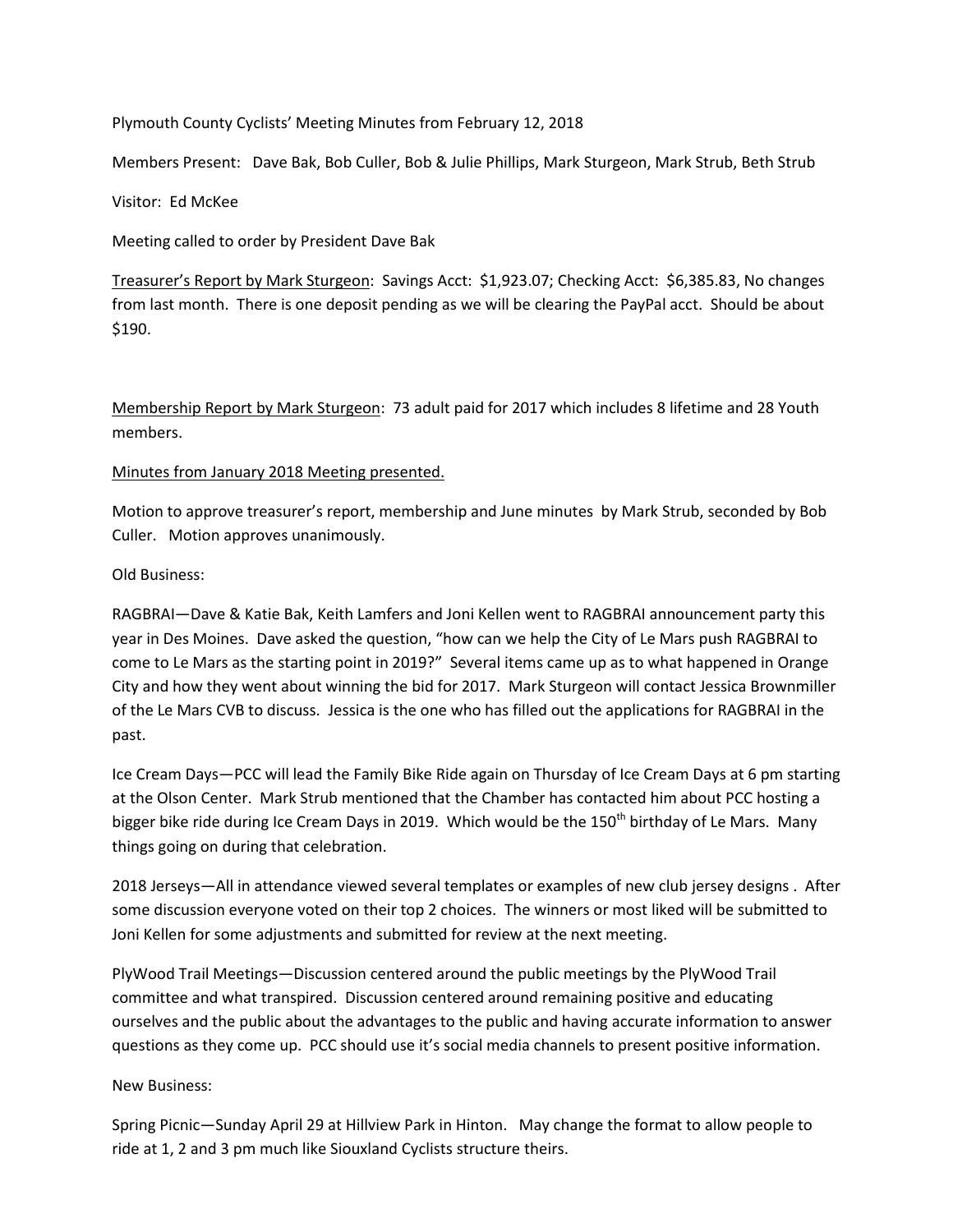Plymouth County Cyclists' Meeting Minutes from February 12, 2018

Members Present: Dave Bak, Bob Culler, Bob & Julie Phillips, Mark Sturgeon, Mark Strub, Beth Strub

Visitor: Ed McKee

Meeting called to order by President Dave Bak

<u>Treasurer's Report by Mark Sturgeon</u>: Savings Acct: $1,923.07; Checking Acct: $6,385.83, No changes from last month. There is one deposit pending as we will be clearing the PayPal acct. Should be about $190.

<u>Membership Report by Mark Sturgeon</u>: 73 adult paid for 2017 which includes 8 lifetime and 28 Youth members.

<u>Minutes from January 2018 Meeting presented.</u>

Motion to approve treasurer's report, membership and June minutes by Mark Strub, seconded by Bob Culler. Motion approves unanimously.

Old Business:

RAGBRAI—Dave & Katie Bak, Keith Lamfers and Joni Kellen went to RAGBRAI announcement party this year in Des Moines. Dave asked the question, "how can we help the City of Le Mars push RAGBRAI to come to Le Mars as the starting point in 2019?" Several items came up as to what happened in Orange City and how they went about winning the bid for 2017. Mark Sturgeon will contact Jessica Brownmiller of the Le Mars CVB to discuss. Jessica is the one who has filled out the applications for RAGBRAI in the past.

Ice Cream Days—PCC will lead the Family Bike Ride again on Thursday of Ice Cream Days at 6 pm starting at the Olson Center. Mark Strub mentioned that the Chamber has contacted him about PCC hosting a bigger bike ride during Ice Cream Days in 2019. Which would be the 150th birthday of Le Mars. Many things going on during that celebration.

2018 Jerseys—All in attendance viewed several templates or examples of new club jersey designs . After some discussion everyone voted on their top 2 choices. The winners or most liked will be submitted to Joni Kellen for some adjustments and submitted for review at the next meeting.

PlyWood Trail Meetings—Discussion centered around the public meetings by the PlyWood Trail committee and what transpired. Discussion centered around remaining positive and educating ourselves and the public about the advantages to the public and having accurate information to answer questions as they come up. PCC should use it's social media channels to present positive information.

New Business:

Spring Picnic—Sunday April 29 at Hillview Park in Hinton. May change the format to allow people to ride at 1, 2 and 3 pm much like Siouxland Cyclists structure theirs.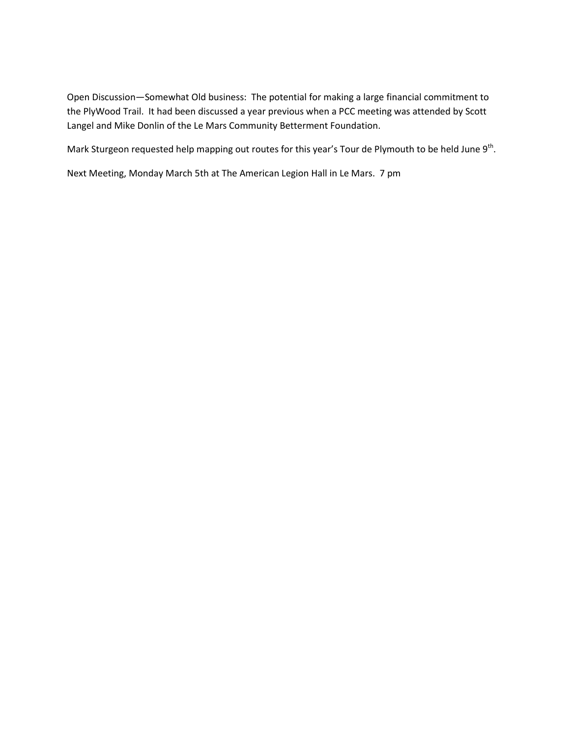Open Discussion—Somewhat Old business: The potential for making a large financial commitment to the PlyWood Trail. It had been discussed a year previous when a PCC meeting was attended by Scott Langel and Mike Donlin of the Le Mars Community Betterment Foundation.

Mark Sturgeon requested help mapping out routes for this year's Tour de Plymouth to be held June 9th.

Next Meeting, Monday March 5th at The American Legion Hall in Le Mars. 7 pm